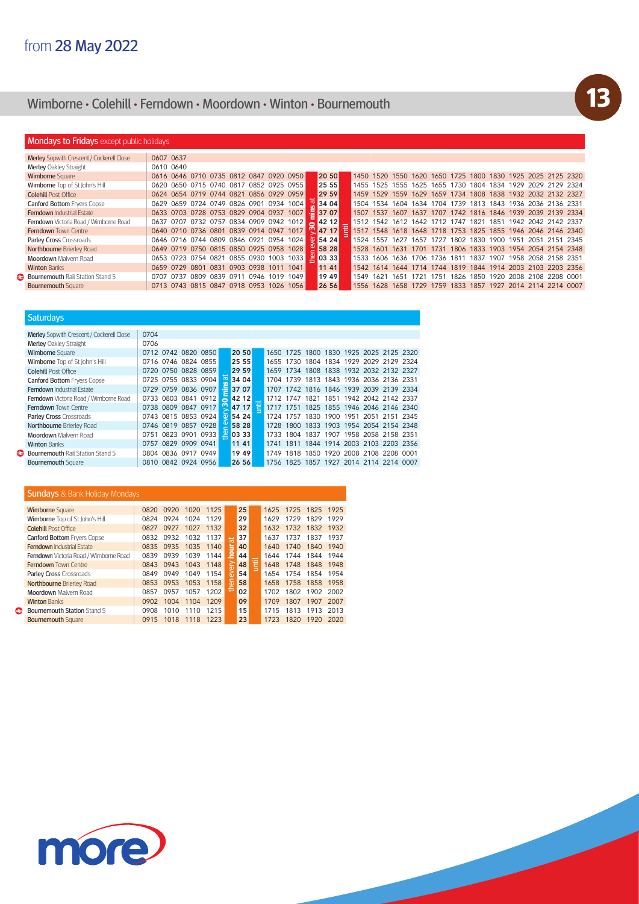# from 28 May 2022

## Wimborne • Colehill • Ferndown • Moordown • Winton • Bournemouth

**13**

### Mondays to Fridays except public holidays

| Stop | | | | | | | | | | | | | | | | | | | | | | | | |
|---|---|---|---|---|---|---|---|---|---|---|---|---|---|---|---|---|---|---|---|---|---|---|---|---|
| **Merley** Sopwith Crescent / Cockerell Close | 0607 | 0637 | | | | | | | | | | | | | | | | | | | | | | |
| **Merley** Oakley Straight | 0610 | 0640 | | | | | | | | | | | | | | | | | | | | | | |
| **Wimborne** Square | 0616 | 0646 | 0710 | 0735 | 0812 | 0847 | 0920 | 0950 | then every 30 mins at | 20 50 | until | 1450 | 1520 | 1550 | 1620 | 1650 | 1725 | 1800 | 1830 | 1925 | 2025 | 2125 | 2320 |
| **Wimborne** Top of St John's Hill | 0620 | 0650 | 0715 | 0740 | 0817 | 0852 | 0925 | 0955 | | 25 55 | | 1455 | 1525 | 1555 | 1625 | 1655 | 1730 | 1804 | 1834 | 1929 | 2029 | 2129 | 2324 |
| **Colehill** Post Office | 0624 | 0654 | 0719 | 0744 | 0821 | 0856 | 0929 | 0959 | | 29 59 | | 1459 | 1529 | 1559 | 1629 | 1659 | 1734 | 1808 | 1838 | 1932 | 2032 | 2132 | 2327 |
| **Canford Bottom** Fryers Copse | 0629 | 0659 | 0724 | 0749 | 0826 | 0901 | 0934 | 1004 | | 34 04 | | 1504 | 1534 | 1604 | 1634 | 1704 | 1739 | 1813 | 1843 | 1936 | 2036 | 2136 | 2331 |
| **Ferndown** Industrial Estate | 0633 | 0703 | 0728 | 0753 | 0829 | 0904 | 0937 | 1007 | | 37 07 | | 1507 | 1537 | 1607 | 1637 | 1707 | 1742 | 1816 | 1846 | 1939 | 2039 | 2139 | 2334 |
| **Ferndown** Victoria Road / Wimborne Road | 0637 | 0707 | 0732 | 0757 | 0834 | 0909 | 0942 | 1012 | | 42 12 | | 1512 | 1542 | 1612 | 1642 | 1712 | 1747 | 1821 | 1851 | 1942 | 2042 | 2142 | 2337 |
| **Ferndown** Town Centre | 0640 | 0710 | 0736 | 0801 | 0839 | 0914 | 0947 | 1017 | | 47 17 | | 1517 | 1548 | 1618 | 1648 | 1718 | 1753 | 1825 | 1855 | 1946 | 2046 | 2146 | 2340 |
| **Parley Cross** Crossroads | 0646 | 0716 | 0744 | 0809 | 0846 | 0921 | 0954 | 1024 | | 54 24 | | 1524 | 1557 | 1627 | 1657 | 1727 | 1802 | 1830 | 1900 | 1951 | 2051 | 2151 | 2345 |
| **Northbourne** Brierley Road | 0649 | 0719 | 0750 | 0815 | 0850 | 0925 | 0958 | 1028 | | 58 28 | | 1528 | 1601 | 1631 | 1701 | 1731 | 1806 | 1833 | 1903 | 1954 | 2054 | 2154 | 2348 |
| **Moordown** Malvern Road | 0653 | 0723 | 0754 | 0821 | 0855 | 0930 | 1003 | 1033 | | 03 33 | | 1533 | 1606 | 1636 | 1706 | 1736 | 1811 | 1837 | 1907 | 1958 | 2058 | 2158 | 2351 |
| **Winton** Banks | 0659 | 0729 | 0801 | 0831 | 0903 | 0938 | 1011 | 1041 | | 11 41 | | 1542 | 1614 | 1644 | 1714 | 1744 | 1819 | 1844 | 1914 | 2003 | 2103 | 2203 | 2356 |
| **Bournemouth** Rail Station Stand 5 | 0707 | 0737 | 0809 | 0839 | 0911 | 0946 | 1019 | 1049 | | 19 49 | | 1549 | 1621 | 1651 | 1721 | 1751 | 1826 | 1850 | 1920 | 2008 | 2108 | 2208 | 0001 |
| **Bournemouth** Square | 0713 | 0743 | 0815 | 0847 | 0918 | 0953 | 1026 | 1056 | | 26 56 | | 1556 | 1628 | 1658 | 1729 | 1759 | 1833 | 1857 | 1927 | 2014 | 2114 | 2214 | 0007 |

### Saturdays

| Stop | | | | | | | | | | | | | | | | |
|---|---|---|---|---|---|---|---|---|---|---|---|---|---|---|---|---|
| **Merley** Sopwith Crescent / Cockerell Close | 0704 | | | | | | | | | | | | | | | |
| **Merley** Oakley Straight | 0706 | | | | | | | | | | | | | | | |
| **Wimborne** Square | 0712 | 0742 | 0820 | 0850 | then every 30 mins at | 20 50 | until | 1650 | 1725 | 1800 | 1830 | 1925 | 2025 | 2125 | 2320 |
| **Wimborne** Top of St John's Hill | 0716 | 0746 | 0824 | 0855 | | 25 55 | | 1655 | 1730 | 1804 | 1834 | 1929 | 2029 | 2129 | 2324 |
| **Colehill** Post Office | 0720 | 0750 | 0828 | 0859 | | 29 59 | | 1659 | 1734 | 1808 | 1838 | 1932 | 2032 | 2132 | 2327 |
| **Canford Bottom** Fryers Copse | 0725 | 0755 | 0833 | 0904 | | 34 04 | | 1704 | 1739 | 1813 | 1843 | 1936 | 2036 | 2136 | 2331 |
| **Ferndown** Industrial Estate | 0729 | 0759 | 0836 | 0907 | | 37 07 | | 1707 | 1742 | 1816 | 1846 | 1939 | 2039 | 2139 | 2334 |
| **Ferndown** Victoria Road / Wimborne Road | 0733 | 0803 | 0841 | 0912 | | 42 12 | | 1712 | 1747 | 1821 | 1851 | 1942 | 2042 | 2142 | 2337 |
| **Ferndown** Town Centre | 0738 | 0809 | 0847 | 0917 | | 47 17 | | 1717 | 1751 | 1825 | 1855 | 1946 | 2046 | 2146 | 2340 |
| **Parley Cross** Crossroads | 0743 | 0815 | 0853 | 0924 | | 54 24 | | 1724 | 1757 | 1830 | 1900 | 1951 | 2051 | 2151 | 2345 |
| **Northbourne** Brierley Road | 0746 | 0819 | 0857 | 0928 | | 58 28 | | 1728 | 1800 | 1833 | 1903 | 1954 | 2054 | 2154 | 2348 |
| **Moordown** Malvern Road | 0751 | 0823 | 0901 | 0933 | | 03 33 | | 1733 | 1804 | 1837 | 1907 | 1958 | 2058 | 2158 | 2351 |
| **Winton** Banks | 0757 | 0829 | 0909 | 0941 | | 11 41 | | 1741 | 1811 | 1844 | 1914 | 2003 | 2103 | 2203 | 2356 |
| **Bournemouth** Rail Station Stand 5 | 0804 | 0836 | 0917 | 0949 | | 19 49 | | 1749 | 1818 | 1850 | 1920 | 2008 | 2108 | 2208 | 0001 |
| **Bournemouth** Square | 0810 | 0842 | 0924 | 0956 | | 26 56 | | 1756 | 1825 | 1857 | 1927 | 2014 | 2114 | 2214 | 0007 |

### Sundays & Bank Holiday Mondays

| Stop | | | | | | | | | | | |
|---|---|---|---|---|---|---|---|---|---|---|---|
| **Wimborne** Square | 0820 | 0920 | 1020 | 1125 | then every hour at | 25 | until | 1625 | 1725 | 1825 | 1925 |
| **Wimborne** Top of St John's Hill | 0824 | 0924 | 1024 | 1129 | | 29 | | 1629 | 1729 | 1829 | 1929 |
| **Colehill** Post Office | 0827 | 0927 | 1027 | 1132 | | 32 | | 1632 | 1732 | 1832 | 1932 |
| **Canford Bottom** Fryers Copse | 0832 | 0932 | 1032 | 1137 | | 37 | | 1637 | 1737 | 1837 | 1937 |
| **Ferndown** Industrial Estate | 0835 | 0935 | 1035 | 1140 | | 40 | | 1640 | 1740 | 1840 | 1940 |
| **Ferndown** Victoria Road / Wimborne Road | 0839 | 0939 | 1039 | 1144 | | 44 | | 1644 | 1744 | 1844 | 1944 |
| **Ferndown** Town Centre | 0843 | 0943 | 1043 | 1148 | | 48 | | 1648 | 1748 | 1848 | 1948 |
| **Parley Cross** Crossroads | 0849 | 0949 | 1049 | 1154 | | 54 | | 1654 | 1754 | 1854 | 1954 |
| **Northbourne** Brierley Road | 0853 | 0953 | 1053 | 1158 | | 58 | | 1658 | 1758 | 1858 | 1958 |
| **Moordown** Malvern Road | 0857 | 0957 | 1057 | 1202 | | 02 | | 1702 | 1802 | 1902 | 2002 |
| **Winton** Banks | 0902 | 1004 | 1104 | 1209 | | 09 | | 1709 | 1807 | 1907 | 2007 |
| **Bournemouth Station** Stand 5 | 0908 | 1010 | 1110 | 1215 | | 15 | | 1715 | 1813 | 1913 | 2013 |
| **Bournemouth** Square | 0915 | 1018 | 1118 | 1223 | | 23 | | 1723 | 1820 | 1920 | 2020 |

more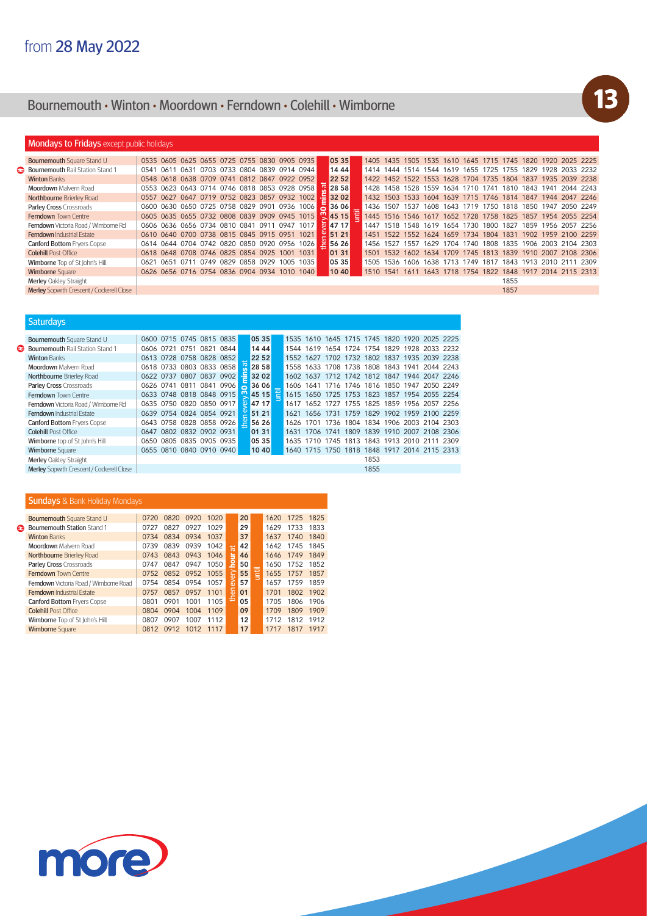# from 28 May 2022

## Bournemouth • Winton • Moordown • Ferndown • Colehill • Wimborne

**13**

### Mondays to Fridays except public holidays

| | | | | | | | | | | | | | | | | | | | | | | | | |
|---|---|---|---|---|---|---|---|---|---|---|---|---|---|---|---|---|---|---|---|---|---|---|---|---|
| **Bournemouth** Square Stand U | 0535 | 0605 | 0625 | 0655 | 0725 | 0755 | 0830 | 0905 | 0935 | then every 30 mins at | 05 35 | until | 1405 | 1435 | 1505 | 1535 | 1610 | 1645 | 1715 | 1745 | 1820 | 1920 | 2025 | 2225 |
| **Bournemouth** Rail Station Stand 1 | 0541 | 0611 | 0631 | 0703 | 0733 | 0804 | 0839 | 0914 | 0944 | | 14 44 | | 1414 | 1444 | 1514 | 1544 | 1619 | 1655 | 1725 | 1755 | 1829 | 1928 | 2033 | 2232 |
| **Winton** Banks | 0548 | 0618 | 0638 | 0709 | 0741 | 0812 | 0847 | 0922 | 0952 | | 22 52 | | 1422 | 1452 | 1522 | 1553 | 1628 | 1704 | 1735 | 1804 | 1837 | 1935 | 2039 | 2238 |
| **Moordown** Malvern Road | 0553 | 0623 | 0643 | 0714 | 0746 | 0818 | 0853 | 0928 | 0958 | | 28 58 | | 1428 | 1458 | 1528 | 1559 | 1634 | 1710 | 1741 | 1810 | 1843 | 1941 | 2044 | 2243 |
| **Northbourne** Brierley Road | 0557 | 0627 | 0647 | 0719 | 0752 | 0823 | 0857 | 0932 | 1002 | | 32 02 | | 1432 | 1503 | 1533 | 1604 | 1639 | 1715 | 1746 | 1814 | 1847 | 1944 | 2047 | 2246 |
| **Parley Cross** Crossroads | 0600 | 0630 | 0650 | 0725 | 0758 | 0829 | 0901 | 0936 | 1006 | | 36 06 | | 1436 | 1507 | 1537 | 1608 | 1643 | 1719 | 1750 | 1818 | 1850 | 1947 | 2050 | 2249 |
| **Ferndown** Town Centre | 0605 | 0635 | 0655 | 0732 | 0808 | 0839 | 0909 | 0945 | 1015 | | 45 15 | | 1445 | 1516 | 1546 | 1617 | 1652 | 1728 | 1758 | 1825 | 1857 | 1954 | 2055 | 2254 |
| **Ferndown** Victoria Road / Wimborne Rd | 0606 | 0636 | 0656 | 0734 | 0810 | 0841 | 0911 | 0947 | 1017 | | 47 17 | | 1447 | 1518 | 1548 | 1619 | 1654 | 1730 | 1800 | 1827 | 1859 | 1956 | 2057 | 2256 |
| **Ferndown** Industrial Estate | 0610 | 0640 | 0700 | 0738 | 0815 | 0845 | 0915 | 0951 | 1021 | | 51 21 | | 1451 | 1522 | 1552 | 1624 | 1659 | 1734 | 1804 | 1831 | 1902 | 1959 | 2100 | 2259 |
| **Canford Bottom** Fryers Copse | 0614 | 0644 | 0704 | 0742 | 0820 | 0850 | 0920 | 0956 | 1026 | | 56 26 | | 1456 | 1527 | 1557 | 1629 | 1704 | 1740 | 1808 | 1835 | 1906 | 2003 | 2104 | 2303 |
| **Colehill** Post Office | 0618 | 0648 | 0708 | 0746 | 0825 | 0854 | 0925 | 1001 | 1031 | | 01 31 | | 1501 | 1532 | 1602 | 1634 | 1709 | 1745 | 1813 | 1839 | 1910 | 2007 | 2108 | 2306 |
| **Wimborne** Top of St John's Hill | 0621 | 0651 | 0711 | 0749 | 0829 | 0858 | 0929 | 1005 | 1035 | | 05 35 | | 1505 | 1536 | 1606 | 1638 | 1713 | 1749 | 1817 | 1843 | 1913 | 2010 | 2111 | 2309 |
| **Wimborne** Square | 0626 | 0656 | 0716 | 0754 | 0836 | 0904 | 0934 | 1010 | 1040 | | 10 40 | | 1510 | 1541 | 1611 | 1643 | 1718 | 1754 | 1822 | 1848 | 1917 | 2014 | 2115 | 2313 |
| **Merley** Oakley Straight | | | | | | | | | | | | | | | | | | | | 1855 | | | | |
| **Merley** Sopwith Crescent / Cockerell Close | | | | | | | | | | | | | | | | | | | | 1857 | | | | |

### Saturdays

| | | | | | | | | | | | | | | | | | | |
|---|---|---|---|---|---|---|---|---|---|---|---|---|---|---|---|---|---|---|
| **Bournemouth** Square Stand U | 0600 | 0715 | 0745 | 0815 | 0835 | then every 30 mins at | 05 35 | until | 1535 | 1610 | 1645 | 1715 | 1745 | 1820 | 1920 | 2025 | 2225 |
| **Bournemouth** Rail Station Stand 1 | 0606 | 0721 | 0751 | 0821 | 0844 | | 14 44 | | 1544 | 1619 | 1654 | 1724 | 1754 | 1829 | 1928 | 2033 | 2232 |
| **Winton** Banks | 0613 | 0728 | 0758 | 0828 | 0852 | | 22 52 | | 1552 | 1627 | 1702 | 1732 | 1802 | 1837 | 1935 | 2039 | 2238 |
| **Moordown** Malvern Road | 0618 | 0733 | 0803 | 0833 | 0858 | | 28 58 | | 1558 | 1633 | 1708 | 1738 | 1808 | 1843 | 1941 | 2044 | 2243 |
| **Northbourne** Brierley Road | 0622 | 0737 | 0807 | 0837 | 0902 | | 32 02 | | 1602 | 1637 | 1712 | 1742 | 1812 | 1847 | 1944 | 2047 | 2246 |
| **Parley Cross** Crossroads | 0626 | 0741 | 0811 | 0841 | 0906 | | 36 06 | | 1606 | 1641 | 1716 | 1746 | 1816 | 1850 | 1947 | 2050 | 2249 |
| **Ferndown** Town Centre | 0633 | 0748 | 0818 | 0848 | 0915 | | 45 15 | | 1615 | 1650 | 1725 | 1753 | 1823 | 1857 | 1954 | 2055 | 2254 |
| **Ferndown** Victoria Road / Wimborne Rd | 0635 | 0750 | 0820 | 0850 | 0917 | | 47 17 | | 1617 | 1652 | 1727 | 1755 | 1825 | 1859 | 1956 | 2057 | 2256 |
| **Ferndown** Industrial Estate | 0639 | 0754 | 0824 | 0854 | 0921 | | 51 21 | | 1621 | 1656 | 1731 | 1759 | 1829 | 1902 | 1959 | 2100 | 2259 |
| **Canford Bottom** Fryers Copse | 0643 | 0758 | 0828 | 0858 | 0926 | | 56 26 | | 1626 | 1701 | 1736 | 1804 | 1834 | 1906 | 2003 | 2104 | 2303 |
| **Colehill** Post Office | 0647 | 0802 | 0832 | 0902 | 0931 | | 01 31 | | 1631 | 1706 | 1741 | 1809 | 1839 | 1910 | 2007 | 2108 | 2306 |
| **Wimborne** top of St John's Hill | 0650 | 0805 | 0835 | 0905 | 0935 | | 05 35 | | 1635 | 1710 | 1745 | 1813 | 1843 | 1913 | 2010 | 2111 | 2309 |
| **Wimborne** Square | 0655 | 0810 | 0840 | 0910 | 0940 | | 10 40 | | 1640 | 1715 | 1750 | 1818 | 1848 | 1917 | 2014 | 2115 | 2313 |
| **Merley** Oakley Straight | | | | | | | | | | | | | 1853 | | | | |
| **Merley** Sopwith Crescent / Cockerell Close | | | | | | | | | | | | | 1855 | | | | |

### Sundays & Bank Holiday Mondays

| | | | | | | | | | | |
|---|---|---|---|---|---|---|---|---|---|---|
| **Bournemouth** Square Stand U | 0720 | 0820 | 0920 | 1020 | then every hour at | 20 | until | 1620 | 1725 | 1825 |
| **Bournemouth** Station Stand 1 | 0727 | 0827 | 0927 | 1029 | | 29 | | 1629 | 1733 | 1833 |
| **Winton** Banks | 0734 | 0834 | 0934 | 1037 | | 37 | | 1637 | 1740 | 1840 |
| **Moordown** Malvern Road | 0739 | 0839 | 0939 | 1042 | | 42 | | 1642 | 1745 | 1845 |
| **Northbourne** Brierley Road | 0743 | 0843 | 0943 | 1046 | | 46 | | 1646 | 1749 | 1849 |
| **Parley Cross** Crossroads | 0747 | 0847 | 0947 | 1050 | | 50 | | 1650 | 1752 | 1852 |
| **Ferndown** Town Centre | 0752 | 0852 | 0952 | 1055 | | 55 | | 1655 | 1757 | 1857 |
| **Ferndown** Victoria Road / Wimborne Road | 0754 | 0854 | 0954 | 1057 | | 57 | | 1657 | 1759 | 1859 |
| **Ferndown** Industrial Estate | 0757 | 0857 | 0957 | 1101 | | 01 | | 1701 | 1802 | 1902 |
| **Canford Bottom** Fryers Copse | 0801 | 0901 | 1001 | 1105 | | 05 | | 1705 | 1806 | 1906 |
| **Colehill** Post Office | 0804 | 0904 | 1004 | 1109 | | 09 | | 1709 | 1809 | 1909 |
| **Wimborne** Top of St John's Hill | 0807 | 0907 | 1007 | 1112 | | 12 | | 1712 | 1812 | 1912 |
| **Wimborne** Square | 0812 | 0912 | 1012 | 1117 | | 17 | | 1717 | 1817 | 1917 |

more